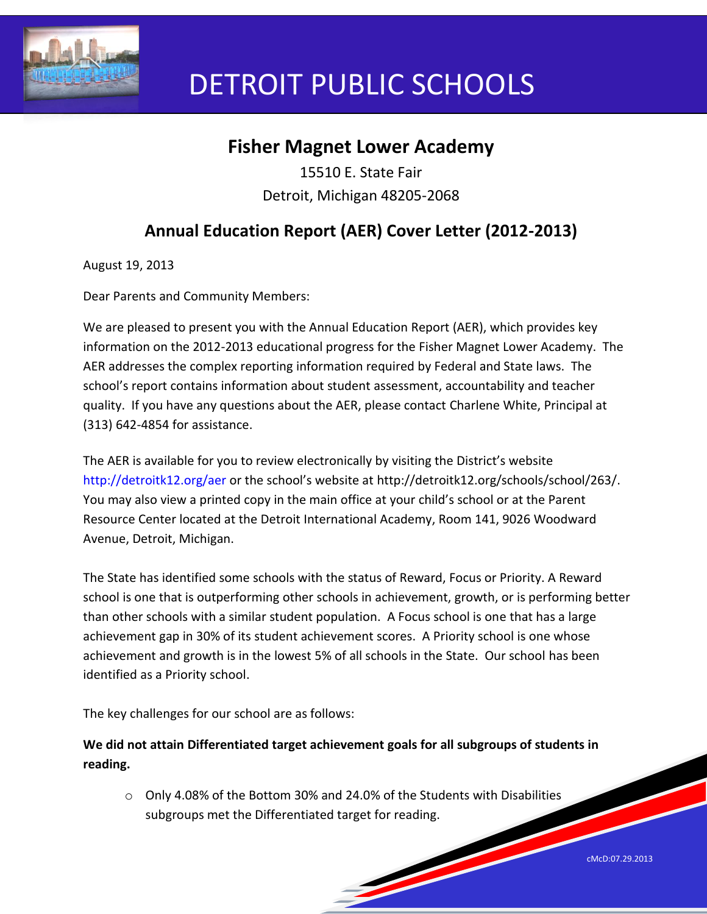# DETROIT PUBLIC SCHOOLS

## Fisher Magnet Lower Academy

15510 E. State Fair
Detroit, Michigan 48205-2068

## Annual Education Report (AER) Cover Letter (2012-2013)

August 19, 2013

Dear Parents and Community Members:

We are pleased to present you with the Annual Education Report (AER), which provides key information on the 2012-2013 educational progress for the Fisher Magnet Lower Academy. The AER addresses the complex reporting information required by Federal and State laws. The school's report contains information about student assessment, accountability and teacher quality. If you have any questions about the AER, please contact Charlene White, Principal at (313) 642-4854 for assistance.

The AER is available for you to review electronically by visiting the District's website http://detroitk12.org/aer or the school's website at http://detroitk12.org/schools/school/263/. You may also view a printed copy in the main office at your child's school or at the Parent Resource Center located at the Detroit International Academy, Room 141, 9026 Woodward Avenue, Detroit, Michigan.

The State has identified some schools with the status of Reward, Focus or Priority. A Reward school is one that is outperforming other schools in achievement, growth, or is performing better than other schools with a similar student population. A Focus school is one that has a large achievement gap in 30% of its student achievement scores. A Priority school is one whose achievement and growth is in the lowest 5% of all schools in the State. Our school has been identified as a Priority school.

The key challenges for our school are as follows:

**We did not attain Differentiated target achievement goals for all subgroups of students in reading.**

- Only 4.08% of the Bottom 30% and 24.0% of the Students with Disabilities subgroups met the Differentiated target for reading.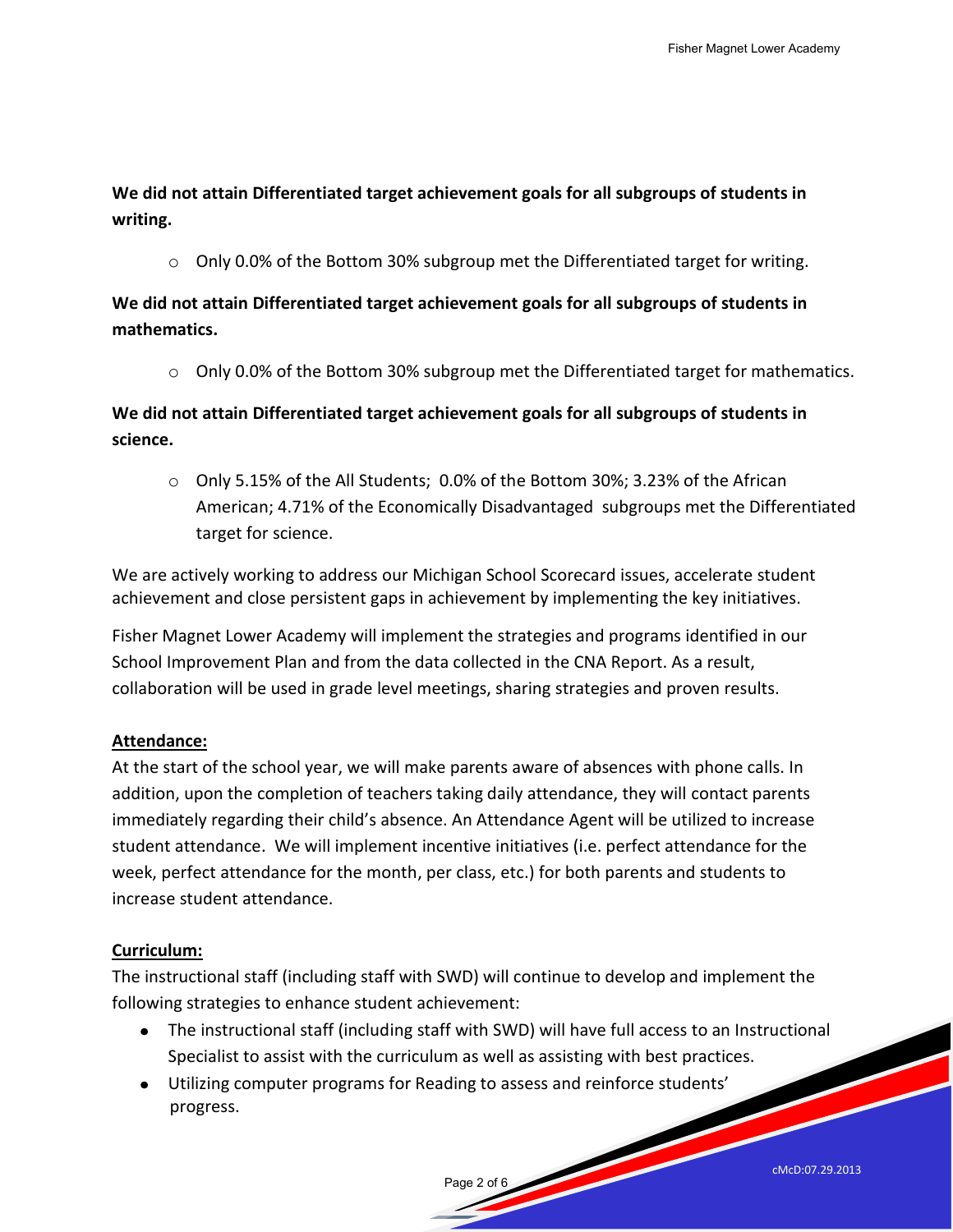**We did not attain Differentiated target achievement goals for all subgroups of students in writing.**

- Only 0.0% of the Bottom 30% subgroup met the Differentiated target for writing.

**We did not attain Differentiated target achievement goals for all subgroups of students in mathematics.**

- Only 0.0% of the Bottom 30% subgroup met the Differentiated target for mathematics.

**We did not attain Differentiated target achievement goals for all subgroups of students in science.**

- Only 5.15% of the All Students; 0.0% of the Bottom 30%; 3.23% of the African American; 4.71% of the Economically Disadvantaged subgroups met the Differentiated target for science.

We are actively working to address our Michigan School Scorecard issues, accelerate student achievement and close persistent gaps in achievement by implementing the key initiatives.

Fisher Magnet Lower Academy will implement the strategies and programs identified in our School Improvement Plan and from the data collected in the CNA Report. As a result, collaboration will be used in grade level meetings, sharing strategies and proven results.

**Attendance:**

At the start of the school year, we will make parents aware of absences with phone calls. In addition, upon the completion of teachers taking daily attendance, they will contact parents immediately regarding their child's absence. An Attendance Agent will be utilized to increase student attendance. We will implement incentive initiatives (i.e. perfect attendance for the week, perfect attendance for the month, per class, etc.) for both parents and students to increase student attendance.

**Curriculum:**

The instructional staff (including staff with SWD) will continue to develop and implement the following strategies to enhance student achievement:

- The instructional staff (including staff with SWD) will have full access to an Instructional Specialist to assist with the curriculum as well as assisting with best practices.
- Utilizing computer programs for Reading to assess and reinforce students' progress.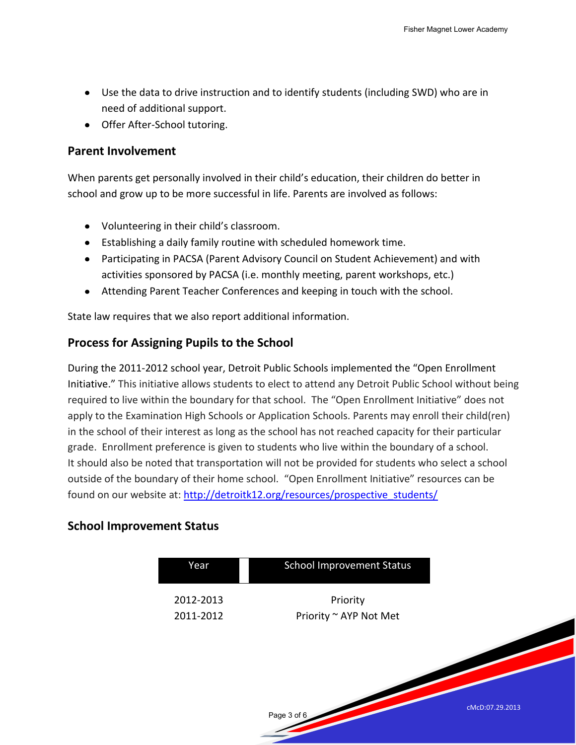- Use the data to drive instruction and to identify students (including SWD) who are in need of additional support.
- Offer After-School tutoring.

## Parent Involvement

When parents get personally involved in their child's education, their children do better in school and grow up to be more successful in life. Parents are involved as follows:

- Volunteering in their child's classroom.
- Establishing a daily family routine with scheduled homework time.
- Participating in PACSA (Parent Advisory Council on Student Achievement) and with activities sponsored by PACSA (i.e. monthly meeting, parent workshops, etc.)
- Attending Parent Teacher Conferences and keeping in touch with the school.

State law requires that we also report additional information.

## Process for Assigning Pupils to the School

During the 2011-2012 school year, Detroit Public Schools implemented the "Open Enrollment Initiative." This initiative allows students to elect to attend any Detroit Public School without being required to live within the boundary for that school. The "Open Enrollment Initiative" does not apply to the Examination High Schools or Application Schools. Parents may enroll their child(ren) in the school of their interest as long as the school has not reached capacity for their particular grade. Enrollment preference is given to students who live within the boundary of a school. It should also be noted that transportation will not be provided for students who select a school outside of the boundary of their home school. "Open Enrollment Initiative" resources can be found on our website at: http://detroitk12.org/resources/prospective_students/

## School Improvement Status

| Year | School Improvement Status |
|---|---|
| 2012-2013 | Priority |
| 2011-2012 | Priority ~ AYP Not Met |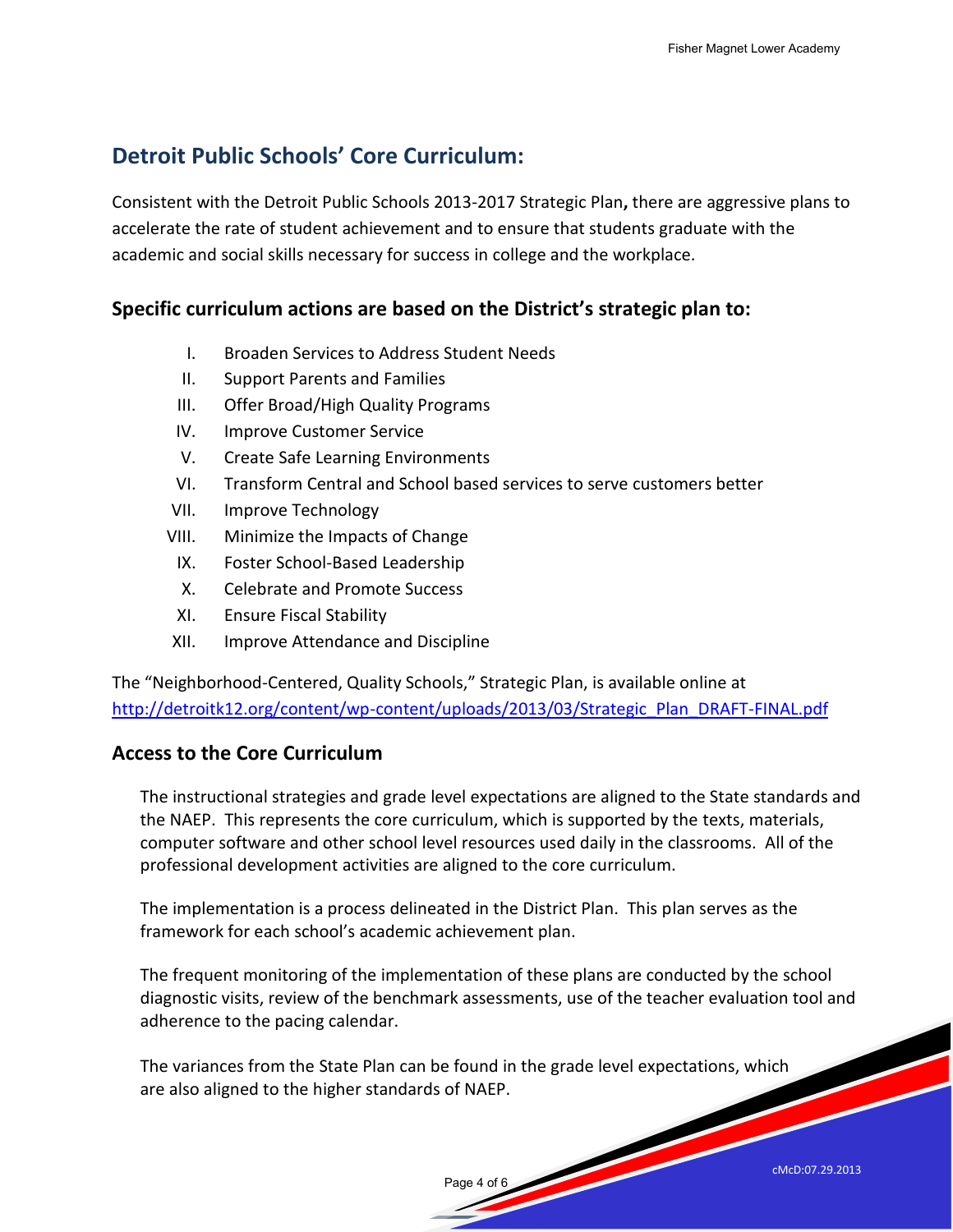## Detroit Public Schools' Core Curriculum:

Consistent with the Detroit Public Schools 2013-2017 Strategic Plan**,** there are aggressive plans to accelerate the rate of student achievement and to ensure that students graduate with the academic and social skills necessary for success in college and the workplace.

### Specific curriculum actions are based on the District's strategic plan to:

I. Broaden Services to Address Student Needs
II. Support Parents and Families
III. Offer Broad/High Quality Programs
IV. Improve Customer Service
V. Create Safe Learning Environments
VI. Transform Central and School based services to serve customers better
VII. Improve Technology
VIII. Minimize the Impacts of Change
IX. Foster School-Based Leadership
X. Celebrate and Promote Success
XI. Ensure Fiscal Stability
XII. Improve Attendance and Discipline

The "Neighborhood-Centered, Quality Schools," Strategic Plan, is available online at http://detroitk12.org/content/wp-content/uploads/2013/03/Strategic_Plan_DRAFT-FINAL.pdf

### Access to the Core Curriculum

The instructional strategies and grade level expectations are aligned to the State standards and the NAEP. This represents the core curriculum, which is supported by the texts, materials, computer software and other school level resources used daily in the classrooms. All of the professional development activities are aligned to the core curriculum.

The implementation is a process delineated in the District Plan. This plan serves as the framework for each school's academic achievement plan.

The frequent monitoring of the implementation of these plans are conducted by the school diagnostic visits, review of the benchmark assessments, use of the teacher evaluation tool and adherence to the pacing calendar.

The variances from the State Plan can be found in the grade level expectations, which are also aligned to the higher standards of NAEP.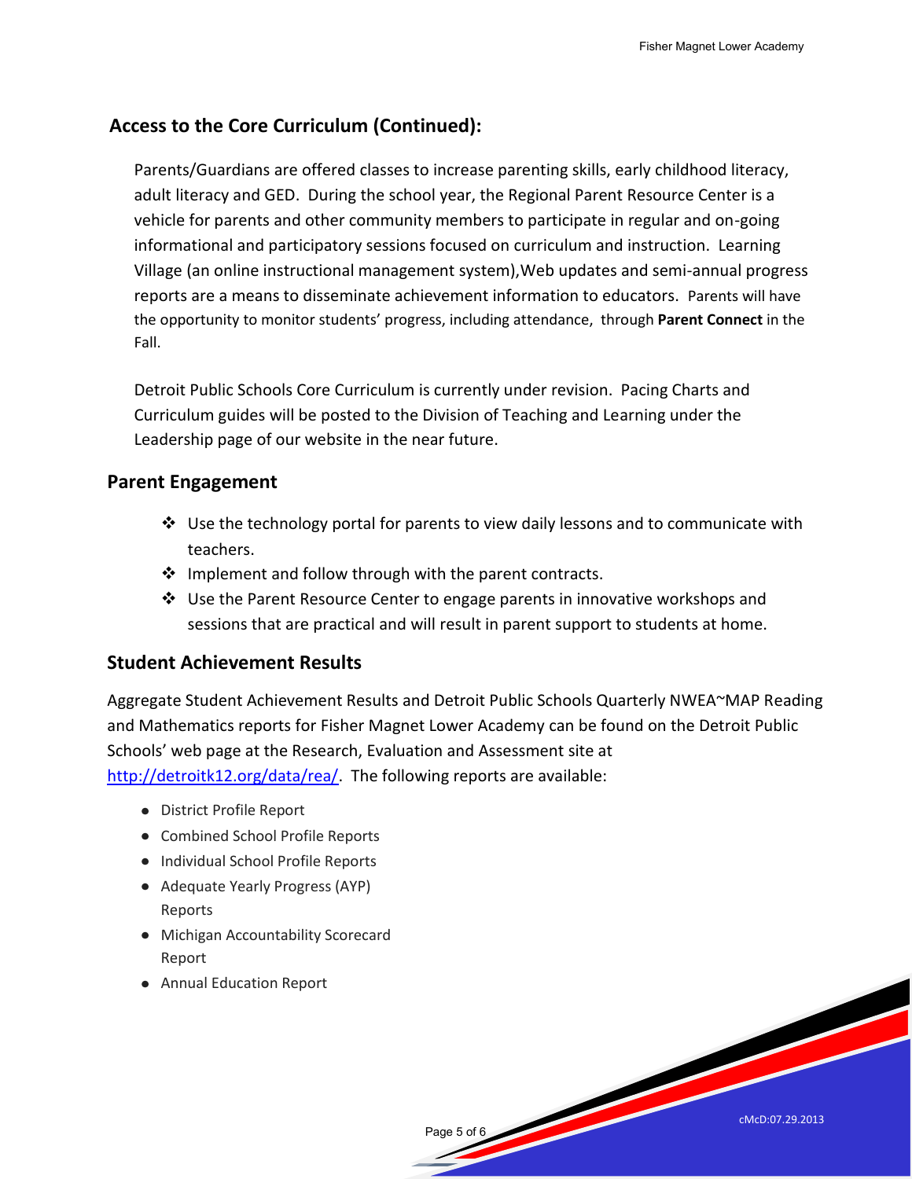## Access to the Core Curriculum (Continued):

Parents/Guardians are offered classes to increase parenting skills, early childhood literacy, adult literacy and GED. During the school year, the Regional Parent Resource Center is a vehicle for parents and other community members to participate in regular and on-going informational and participatory sessions focused on curriculum and instruction. Learning Village (an online instructional management system),Web updates and semi-annual progress reports are a means to disseminate achievement information to educators. Parents will have the opportunity to monitor students' progress, including attendance, through **Parent Connect** in the Fall.

Detroit Public Schools Core Curriculum is currently under revision. Pacing Charts and Curriculum guides will be posted to the Division of Teaching and Learning under the Leadership page of our website in the near future.

## Parent Engagement

- Use the technology portal for parents to view daily lessons and to communicate with teachers.
- Implement and follow through with the parent contracts.
- Use the Parent Resource Center to engage parents in innovative workshops and sessions that are practical and will result in parent support to students at home.

## Student Achievement Results

Aggregate Student Achievement Results and Detroit Public Schools Quarterly NWEA~MAP Reading and Mathematics reports for Fisher Magnet Lower Academy can be found on the Detroit Public Schools' web page at the Research, Evaluation and Assessment site at http://detroitk12.org/data/rea/. The following reports are available:

- District Profile Report
- Combined School Profile Reports
- Individual School Profile Reports
- Adequate Yearly Progress (AYP) Reports
- Michigan Accountability Scorecard Report
- Annual Education Report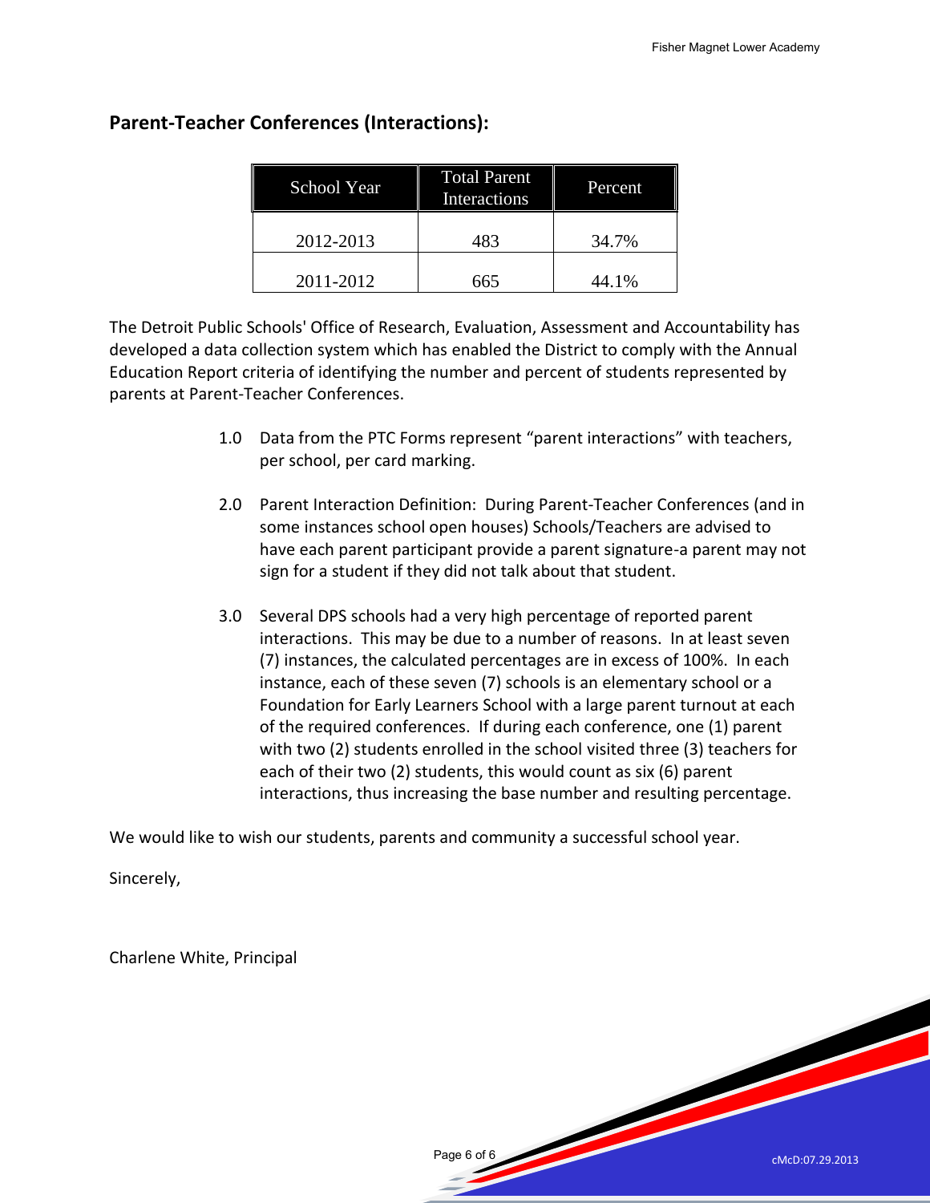## Parent-Teacher Conferences (Interactions):

| School Year | Total Parent Interactions | Percent |
|---|---|---|
| 2012-2013 | 483 | 34.7% |
| 2011-2012 | 665 | 44.1% |

The Detroit Public Schools' Office of Research, Evaluation, Assessment and Accountability has developed a data collection system which has enabled the District to comply with the Annual Education Report criteria of identifying the number and percent of students represented by parents at Parent-Teacher Conferences.

1.0 Data from the PTC Forms represent "parent interactions" with teachers, per school, per card marking.

2.0 Parent Interaction Definition: During Parent-Teacher Conferences (and in some instances school open houses) Schools/Teachers are advised to have each parent participant provide a parent signature-a parent may not sign for a student if they did not talk about that student.

3.0 Several DPS schools had a very high percentage of reported parent interactions. This may be due to a number of reasons. In at least seven (7) instances, the calculated percentages are in excess of 100%. In each instance, each of these seven (7) schools is an elementary school or a Foundation for Early Learners School with a large parent turnout at each of the required conferences. If during each conference, one (1) parent with two (2) students enrolled in the school visited three (3) teachers for each of their two (2) students, this would count as six (6) parent interactions, thus increasing the base number and resulting percentage.

We would like to wish our students, parents and community a successful school year.

Sincerely,

Charlene White, Principal